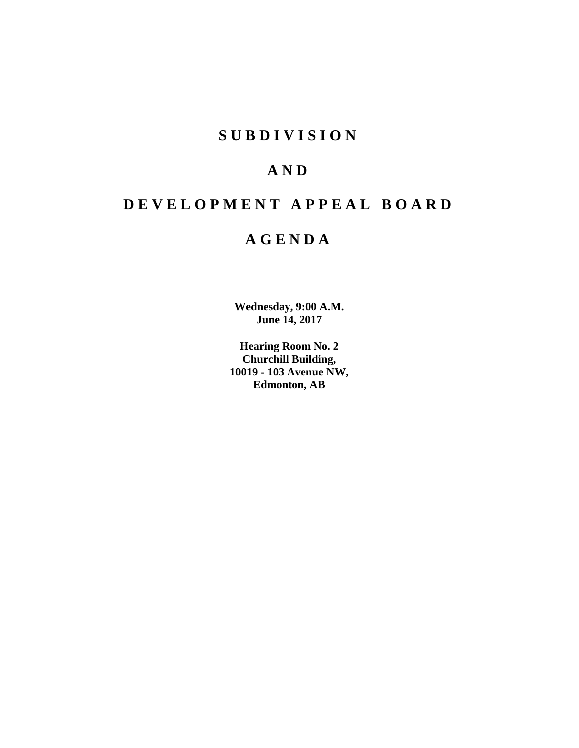# SUBDIVISION

# AND

# DEVELOPMENT APPEAL BOARD

# AGENDA

**Wednesday, 9:00 A.M.**
**June 14, 2017**

**Hearing Room No. 2**
**Churchill Building,**
**10019 - 103 Avenue NW,**
**Edmonton, AB**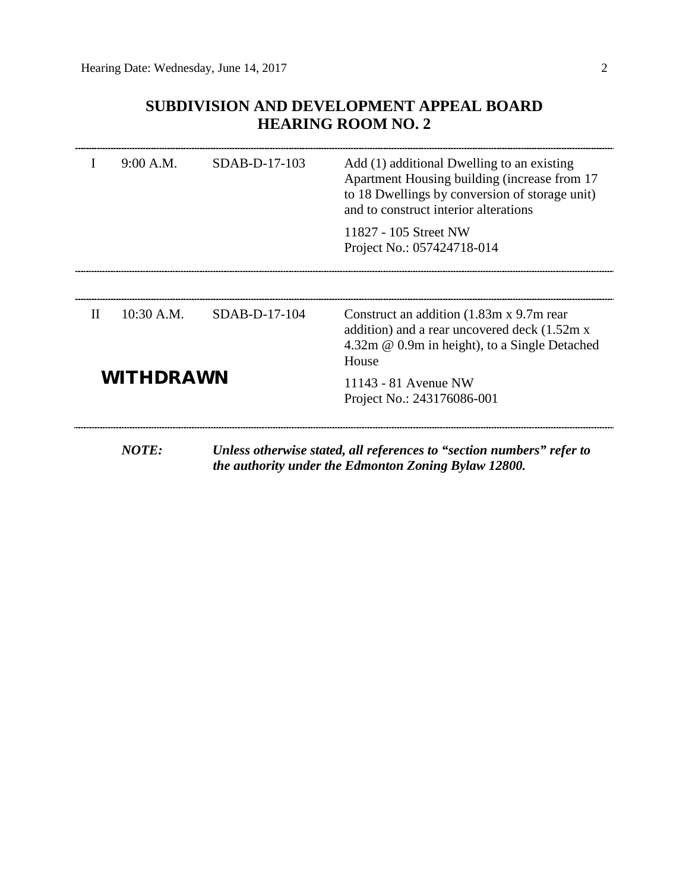# SUBDIVISION AND DEVELOPMENT APPEAL BOARD
# HEARING ROOM NO. 2

---

| | | | |
|---|---|---|---|
| I | 9:00 A.M. | SDAB-D-17-103 | Add (1) additional Dwelling to an existing Apartment Housing building (increase from 17 to 18 Dwellings by conversion of storage unit) and to construct interior alterations<br><br>11827 - 105 Street NW<br>Project No.: 057424718-014 |

---

| | | | |
|---|---|---|---|
| II | 10:30 A.M. | SDAB-D-17-104 | Construct an addition (1.83m x 9.7m rear addition) and a rear uncovered deck (1.52m x 4.32m @ 0.9m in height), to a Single Detached House<br><br>11143 - 81 Avenue NW<br>Project No.: 243176086-001 |

**WITHDRAWN**

---

***NOTE:*** ***Unless otherwise stated, all references to "section numbers" refer to the authority under the Edmonton Zoning Bylaw 12800.***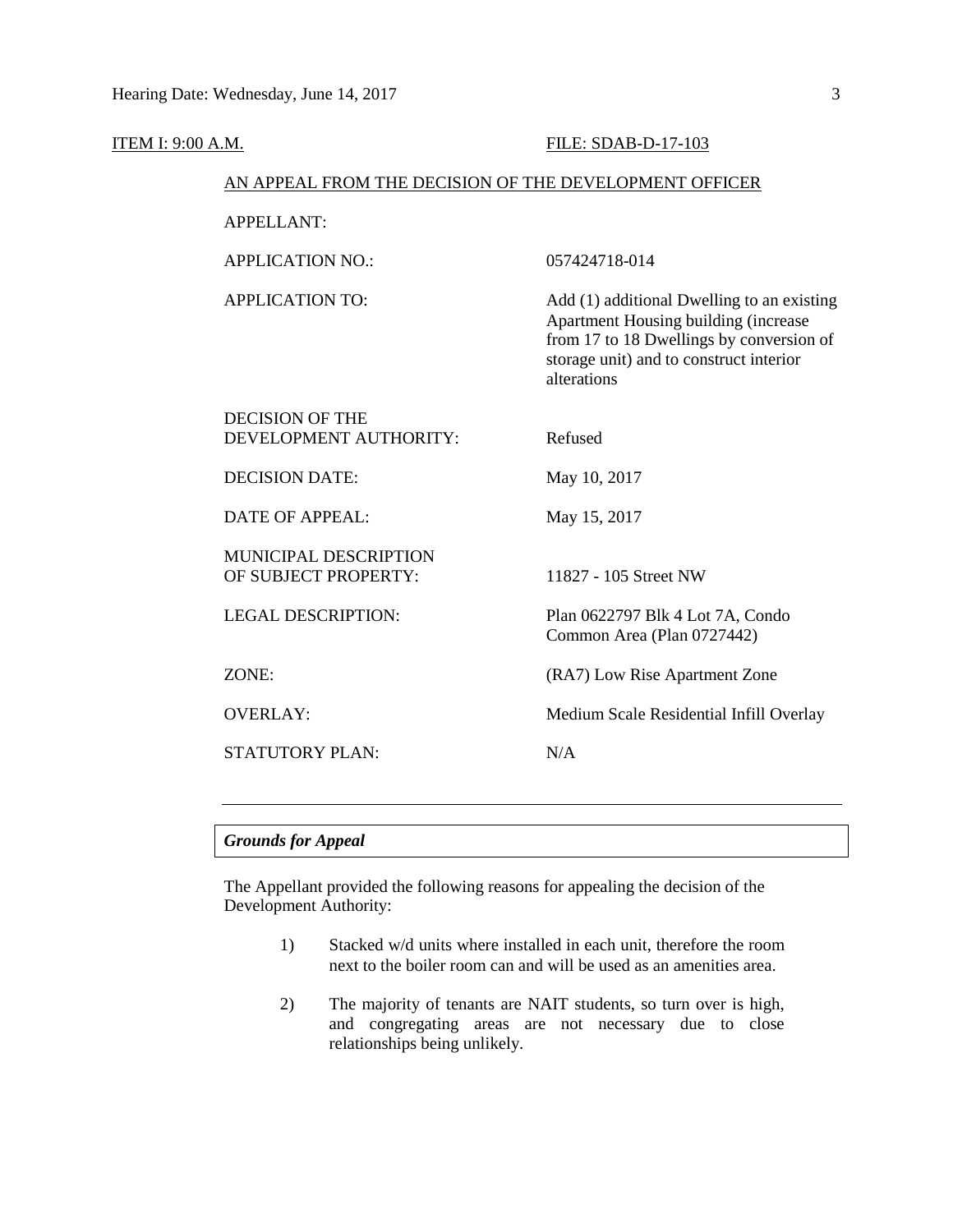ITEM I: 9:00 A.M. FILE: SDAB-D-17-103

AN APPEAL FROM THE DECISION OF THE DEVELOPMENT OFFICER

| | |
|---|---|
| APPELLANT: | |
| APPLICATION NO.: | 057424718-014 |
| APPLICATION TO: | Add (1) additional Dwelling to an existing Apartment Housing building (increase from 17 to 18 Dwellings by conversion of storage unit) and to construct interior alterations |
| DECISION OF THE DEVELOPMENT AUTHORITY: | Refused |
| DECISION DATE: | May 10, 2017 |
| DATE OF APPEAL: | May 15, 2017 |
| MUNICIPAL DESCRIPTION OF SUBJECT PROPERTY: | 11827 - 105 Street NW |
| LEGAL DESCRIPTION: | Plan 0622797 Blk 4 Lot 7A, Condo Common Area (Plan 0727442) |
| ZONE: | (RA7) Low Rise Apartment Zone |
| OVERLAY: | Medium Scale Residential Infill Overlay |
| STATUTORY PLAN: | N/A |

---

*Grounds for Appeal*

The Appellant provided the following reasons for appealing the decision of the Development Authority:

1) Stacked w/d units where installed in each unit, therefore the room next to the boiler room can and will be used as an amenities area.

2) The majority of tenants are NAIT students, so turn over is high, and congregating areas are not necessary due to close relationships being unlikely.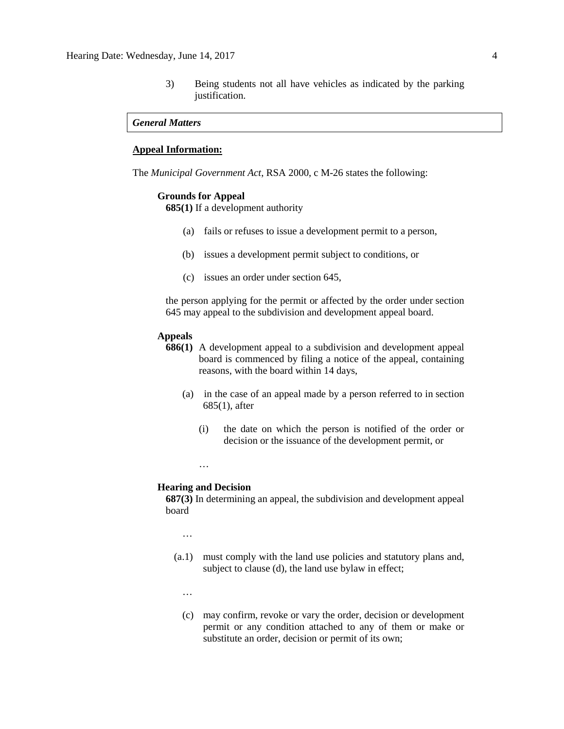3) Being students not all have vehicles as indicated by the parking justification.

*General Matters*

**Appeal Information:**

The *Municipal Government Act*, RSA 2000, c M-26 states the following:

**Grounds for Appeal**

**685(1)** If a development authority

(a) fails or refuses to issue a development permit to a person,

(b) issues a development permit subject to conditions, or

(c) issues an order under section 645,

the person applying for the permit or affected by the order under section 645 may appeal to the subdivision and development appeal board.

**Appeals**

**686(1)** A development appeal to a subdivision and development appeal board is commenced by filing a notice of the appeal, containing reasons, with the board within 14 days,

(a) in the case of an appeal made by a person referred to in section 685(1), after

(i) the date on which the person is notified of the order or decision or the issuance of the development permit, or

…

**Hearing and Decision**

**687(3)** In determining an appeal, the subdivision and development appeal board

…

(a.1) must comply with the land use policies and statutory plans and, subject to clause (d), the land use bylaw in effect;

…

(c) may confirm, revoke or vary the order, decision or development permit or any condition attached to any of them or make or substitute an order, decision or permit of its own;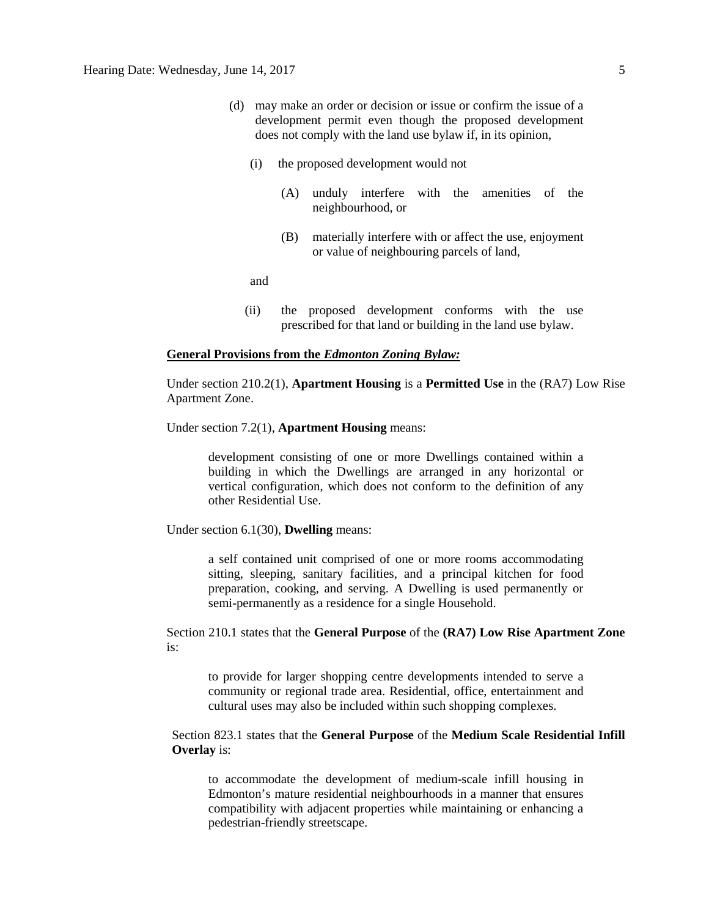(d) may make an order or decision or issue or confirm the issue of a development permit even though the proposed development does not comply with the land use bylaw if, in its opinion,

   (i) the proposed development would not

      (A) unduly interfere with the amenities of the neighbourhood, or

      (B) materially interfere with or affect the use, enjoyment or value of neighbouring parcels of land,

   and

   (ii) the proposed development conforms with the use prescribed for that land or building in the land use bylaw.

**General Provisions from the *Edmonton Zoning Bylaw:***

Under section 210.2(1), **Apartment Housing** is a **Permitted Use** in the (RA7) Low Rise Apartment Zone.

Under section 7.2(1), **Apartment Housing** means:

> development consisting of one or more Dwellings contained within a building in which the Dwellings are arranged in any horizontal or vertical configuration, which does not conform to the definition of any other Residential Use.

Under section 6.1(30), **Dwelling** means:

> a self contained unit comprised of one or more rooms accommodating sitting, sleeping, sanitary facilities, and a principal kitchen for food preparation, cooking, and serving. A Dwelling is used permanently or semi-permanently as a residence for a single Household.

Section 210.1 states that the **General Purpose** of the **(RA7) Low Rise Apartment Zone** is:

> to provide for larger shopping centre developments intended to serve a community or regional trade area. Residential, office, entertainment and cultural uses may also be included within such shopping complexes.

Section 823.1 states that the **General Purpose** of the **Medium Scale Residential Infill Overlay** is:

> to accommodate the development of medium-scale infill housing in Edmonton's mature residential neighbourhoods in a manner that ensures compatibility with adjacent properties while maintaining or enhancing a pedestrian-friendly streetscape.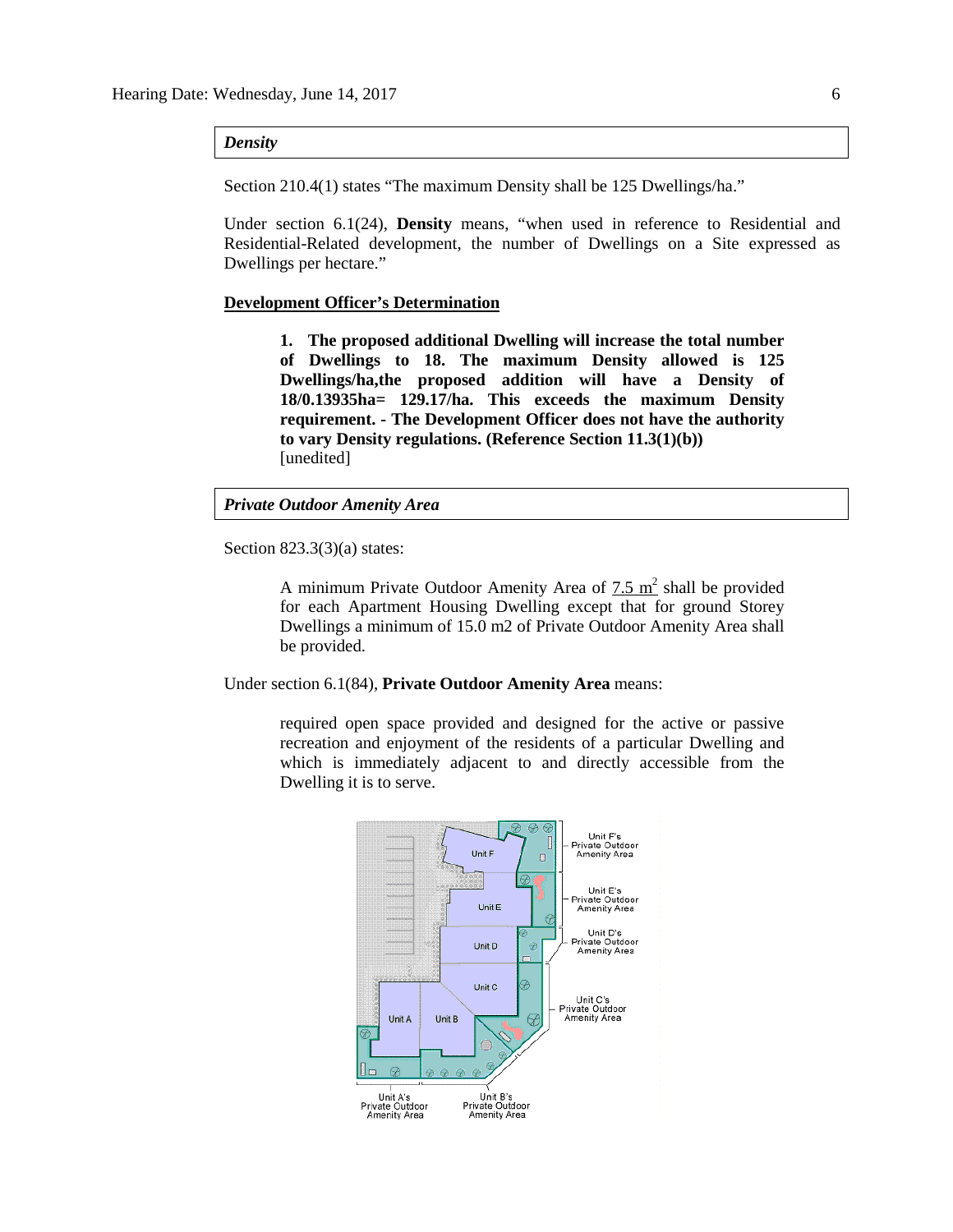***Density***

Section 210.4(1) states "The maximum Density shall be 125 Dwellings/ha."

Under section 6.1(24), **Density** means, "when used in reference to Residential and Residential-Related development, the number of Dwellings on a Site expressed as Dwellings per hectare."

**Development Officer's Determination**

> **1. The proposed additional Dwelling will increase the total number of Dwellings to 18. The maximum Density allowed is 125 Dwellings/ha,the proposed addition will have a Density of 18/0.13935ha= 129.17/ha. This exceeds the maximum Density requirement. - The Development Officer does not have the authority to vary Density regulations. (Reference Section 11.3(1)(b))**
> [unedited]

***Private Outdoor Amenity Area***

Section 823.3(3)(a) states:

> A minimum Private Outdoor Amenity Area of 7.5 $m^2$ shall be provided for each Apartment Housing Dwelling except that for ground Storey Dwellings a minimum of 15.0 m2 of Private Outdoor Amenity Area shall be provided.

Under section 6.1(84), **Private Outdoor Amenity Area** means:

> required open space provided and designed for the active or passive recreation and enjoyment of the residents of a particular Dwelling and which is immediately adjacent to and directly accessible from the Dwelling it is to serve.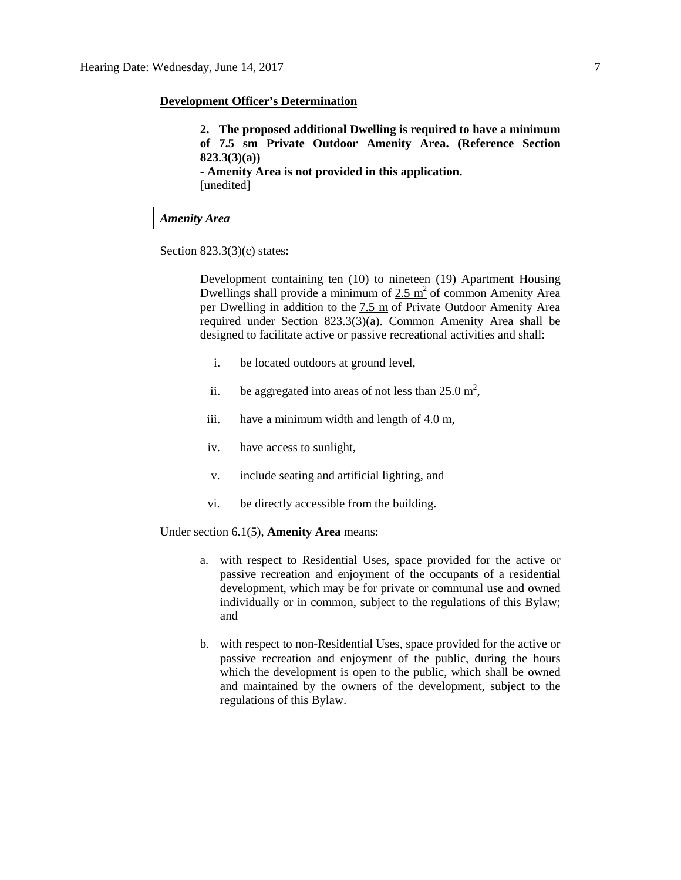**<u>Development Officer's Determination</u>**

> **2. The proposed additional Dwelling is required to have a minimum of 7.5 sm Private Outdoor Amenity Area. (Reference Section 823.3(3)(a))**
> **- Amenity Area is not provided in this application.**
> [unedited]

| *Amenity Area* |
|---|

Section 823.3(3)(c) states:

> Development containing ten (10) to nineteen (19) Apartment Housing Dwellings shall provide a minimum of <u>2.5 $m^2$</u> of common Amenity Area per Dwelling in addition to the <u>7.5 m</u> of Private Outdoor Amenity Area required under Section 823.3(3)(a). Common Amenity Area shall be designed to facilitate active or passive recreational activities and shall:
>
> i. be located outdoors at ground level,
>
> ii. be aggregated into areas of not less than <u>25.0 $m^2$</u>,
>
> iii. have a minimum width and length of <u>4.0 m</u>,
>
> iv. have access to sunlight,
>
> v. include seating and artificial lighting, and
>
> vi. be directly accessible from the building.

Under section 6.1(5), **Amenity Area** means:

> a. with respect to Residential Uses, space provided for the active or passive recreation and enjoyment of the occupants of a residential development, which may be for private or communal use and owned individually or in common, subject to the regulations of this Bylaw; and
>
> b. with respect to non-Residential Uses, space provided for the active or passive recreation and enjoyment of the public, during the hours which the development is open to the public, which shall be owned and maintained by the owners of the development, subject to the regulations of this Bylaw.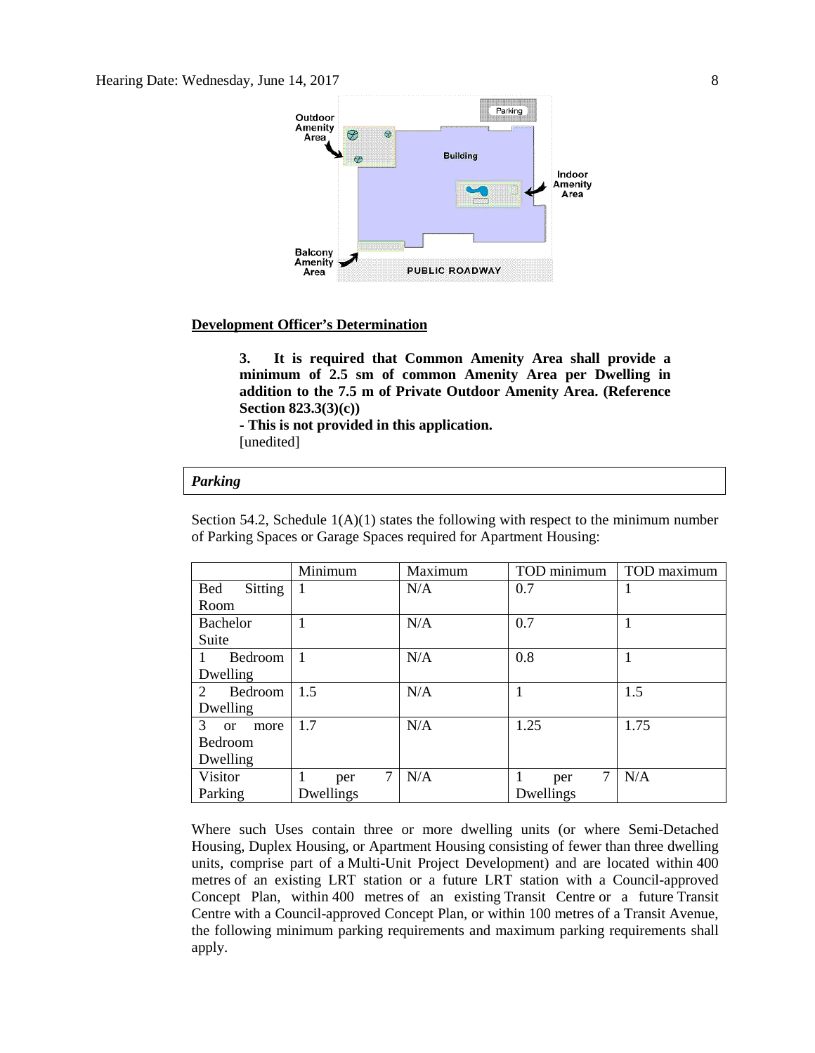Outdoor Amenity Area

Parking

Building

Indoor Amenity Area

Balcony Amenity Area

PUBLIC ROADWAY

**Development Officer's Determination**

> **3. It is required that Common Amenity Area shall provide a minimum of 2.5 sm of common Amenity Area per Dwelling in addition to the 7.5 m of Private Outdoor Amenity Area. (Reference Section 823.3(3)(c))**
> **- This is not provided in this application.**
> [unedited]

***Parking***

Section 54.2, Schedule 1(A)(1) states the following with respect to the minimum number of Parking Spaces or Garage Spaces required for Apartment Housing:

| | Minimum | Maximum | TOD minimum | TOD maximum |
|---|---|---|---|---|
| Bed Sitting Room | 1 | N/A | 0.7 | 1 |
| Bachelor Suite | 1 | N/A | 0.7 | 1 |
| 1 Bedroom Dwelling | 1 | N/A | 0.8 | 1 |
| 2 Bedroom Dwelling | 1.5 | N/A | 1 | 1.5 |
| 3 or more Bedroom Dwelling | 1.7 | N/A | 1.25 | 1.75 |
| Visitor Parking | 1 per 7 Dwellings | N/A | 1 per 7 Dwellings | N/A |

Where such Uses contain three or more dwelling units (or where Semi-Detached Housing, Duplex Housing, or Apartment Housing consisting of fewer than three dwelling units, comprise part of a Multi-Unit Project Development) and are located within 400 metres of an existing LRT station or a future LRT station with a Council-approved Concept Plan, within 400 metres of an existing Transit Centre or a future Transit Centre with a Council-approved Concept Plan, or within 100 metres of a Transit Avenue, the following minimum parking requirements and maximum parking requirements shall apply.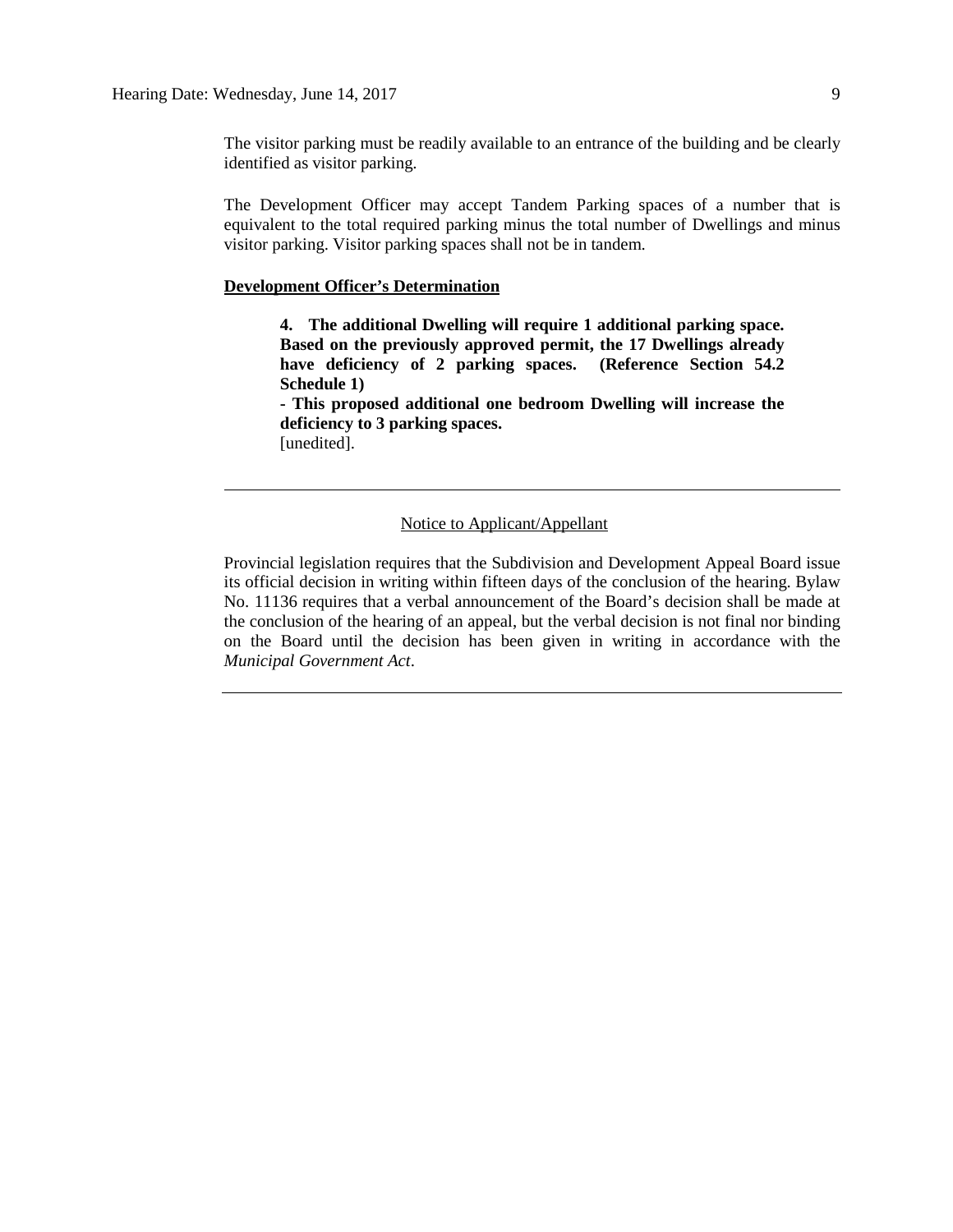The visitor parking must be readily available to an entrance of the building and be clearly identified as visitor parking.

The Development Officer may accept Tandem Parking spaces of a number that is equivalent to the total required parking minus the total number of Dwellings and minus visitor parking. Visitor parking spaces shall not be in tandem.

**Development Officer's Determination**

> **4. The additional Dwelling will require 1 additional parking space. Based on the previously approved permit, the 17 Dwellings already have deficiency of 2 parking spaces. (Reference Section 54.2 Schedule 1)**
>
> **- This proposed additional one bedroom Dwelling will increase the deficiency to 3 parking spaces.**
>
> [unedited].

---

Notice to Applicant/Appellant

Provincial legislation requires that the Subdivision and Development Appeal Board issue its official decision in writing within fifteen days of the conclusion of the hearing. Bylaw No. 11136 requires that a verbal announcement of the Board's decision shall be made at the conclusion of the hearing of an appeal, but the verbal decision is not final nor binding on the Board until the decision has been given in writing in accordance with the *Municipal Government Act*.

---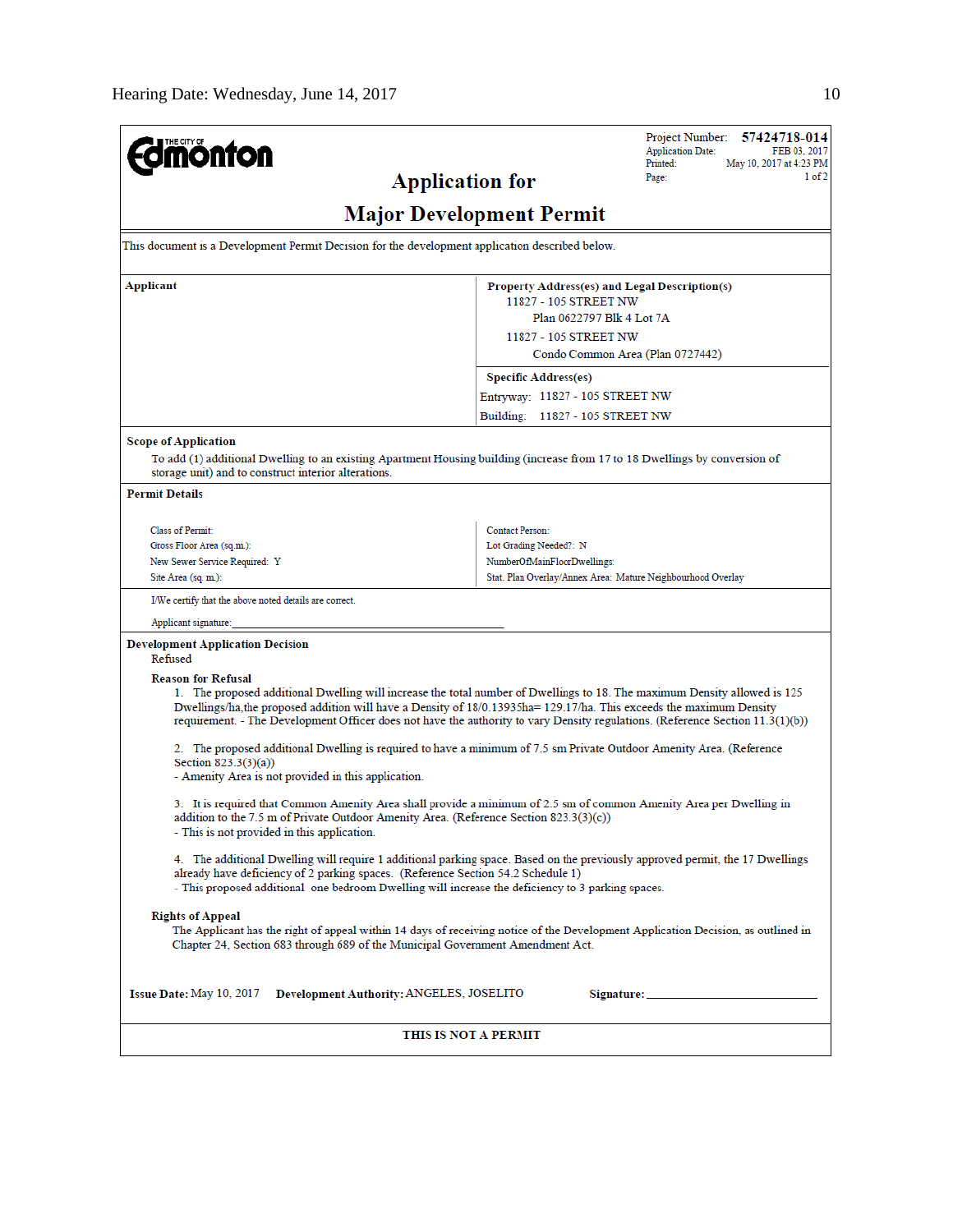THE CITY OF **Edmonton**

Project Number: **57424718-014**
Application Date: FEB 03, 2017
Printed: May 10, 2017 at 4:23 PM
Page: 1 of 2

# Application for Major Development Permit

This document is a Development Permit Decision for the development application described below.

| Applicant | Property Address(es) and Legal Description(s) |
|---|---|
| | 11827 - 105 STREET NW<br>Plan 0622797 Blk 4 Lot 7A<br>11827 - 105 STREET NW<br>Condo Common Area (Plan 0727442) |
| | **Specific Address(es)**<br>Entryway: 11827 - 105 STREET NW<br>Building: 11827 - 105 STREET NW |

**Scope of Application**

To add (1) additional Dwelling to an existing Apartment Housing building (increase from 17 to 18 Dwellings by conversion of storage unit) and to construct interior alterations.

**Permit Details**

| | |
|---|---|
| Class of Permit: | Contact Person: |
| Gross Floor Area (sq.m.): | Lot Grading Needed?: N |
| New Sewer Service Required: Y | NumberOfMainFloorDwellings: |
| Site Area (sq. m.): | Stat. Plan Overlay/Annex Area: Mature Neighbourhood Overlay |

I/We certify that the above noted details are correct.

Applicant signature:______________________________

**Development Application Decision**

Refused

**Reason for Refusal**

1. The proposed additional Dwelling will increase the total number of Dwellings to 18. The maximum Density allowed is 125 Dwellings/ha,the proposed addition will have a Density of 18/0.13935ha= 129.17/ha. This exceeds the maximum Density requirement. - The Development Officer does not have the authority to vary Density regulations. (Reference Section 11.3(1)(b))

2. The proposed additional Dwelling is required to have a minimum of 7.5 sm Private Outdoor Amenity Area. (Reference Section 823.3(3)(a))
- Amenity Area is not provided in this application.

3. It is required that Common Amenity Area shall provide a minimum of 2.5 sm of common Amenity Area per Dwelling in addition to the 7.5 m of Private Outdoor Amenity Area. (Reference Section 823.3(3)(c))
- This is not provided in this application.

4. The additional Dwelling will require 1 additional parking space. Based on the previously approved permit, the 17 Dwellings already have deficiency of 2 parking spaces. (Reference Section 54.2 Schedule 1)
- This proposed additional one bedroom Dwelling will increase the deficiency to 3 parking spaces.

**Rights of Appeal**

The Applicant has the right of appeal within 14 days of receiving notice of the Development Application Decision, as outlined in Chapter 24, Section 683 through 689 of the Municipal Government Amendment Act.

**Issue Date:** May 10, 2017 **Development Authority:** ANGELES, JOSELITO **Signature:**______________________

**THIS IS NOT A PERMIT**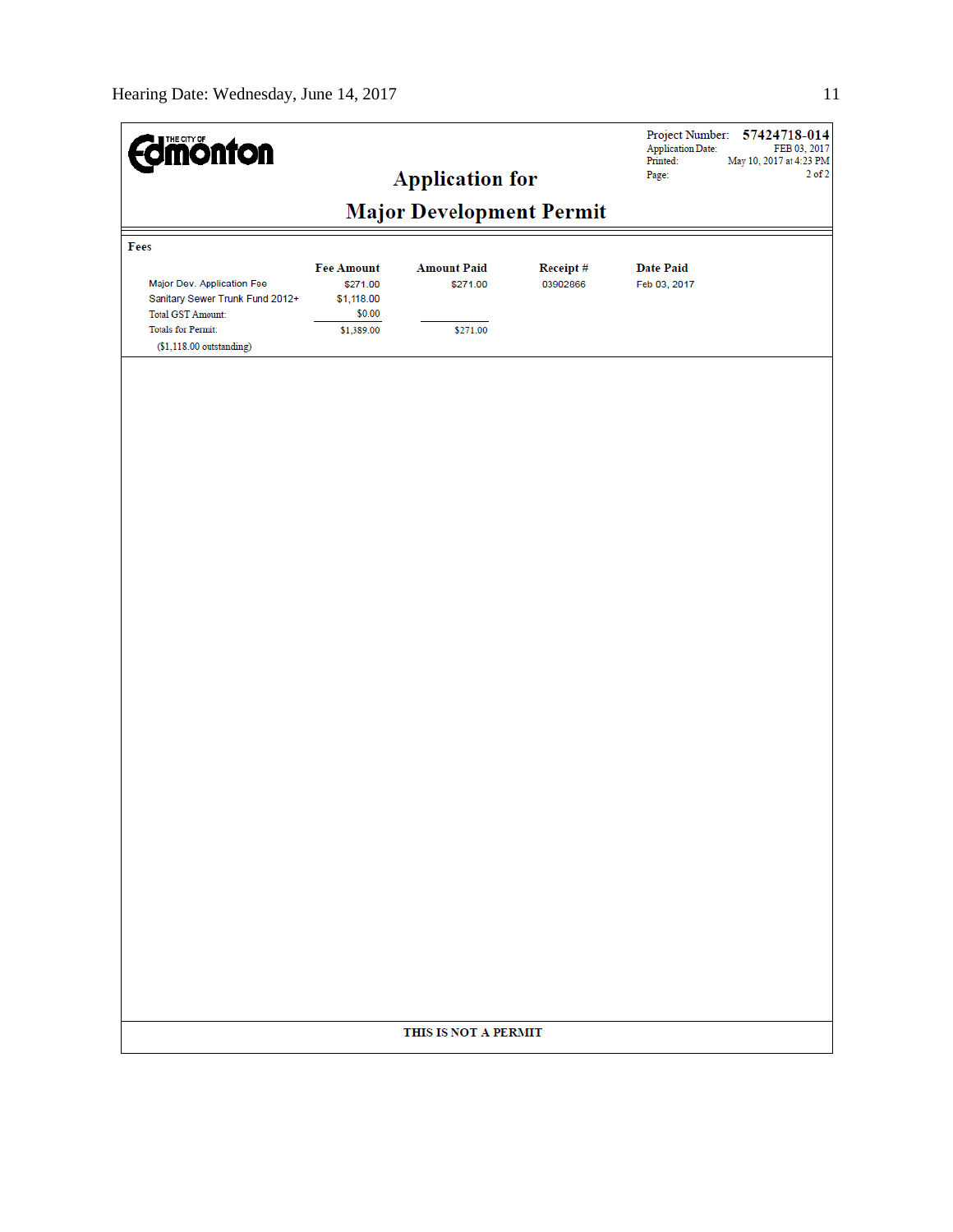THE CITY OF Edmonton

# Application for Major Development Permit

Project Number: **57424718-014**
Application Date: FEB 03, 2017
Printed: May 10, 2017 at 4:23 PM

## Fees

| | Fee Amount | Amount Paid | Receipt # | Date Paid |
|---|---|---|---|---|
| Major Dev. Application Fee | $271.00 | $271.00 | 03902866 | Feb 03, 2017 |
| Sanitary Sewer Trunk Fund 2012+ | $1,118.00 | | | |
| Total GST Amount: | $0.00 | | | |
| Totals for Permit: | $1,389.00 | $271.00 | | |

($1,118.00 outstanding)

**THIS IS NOT A PERMIT**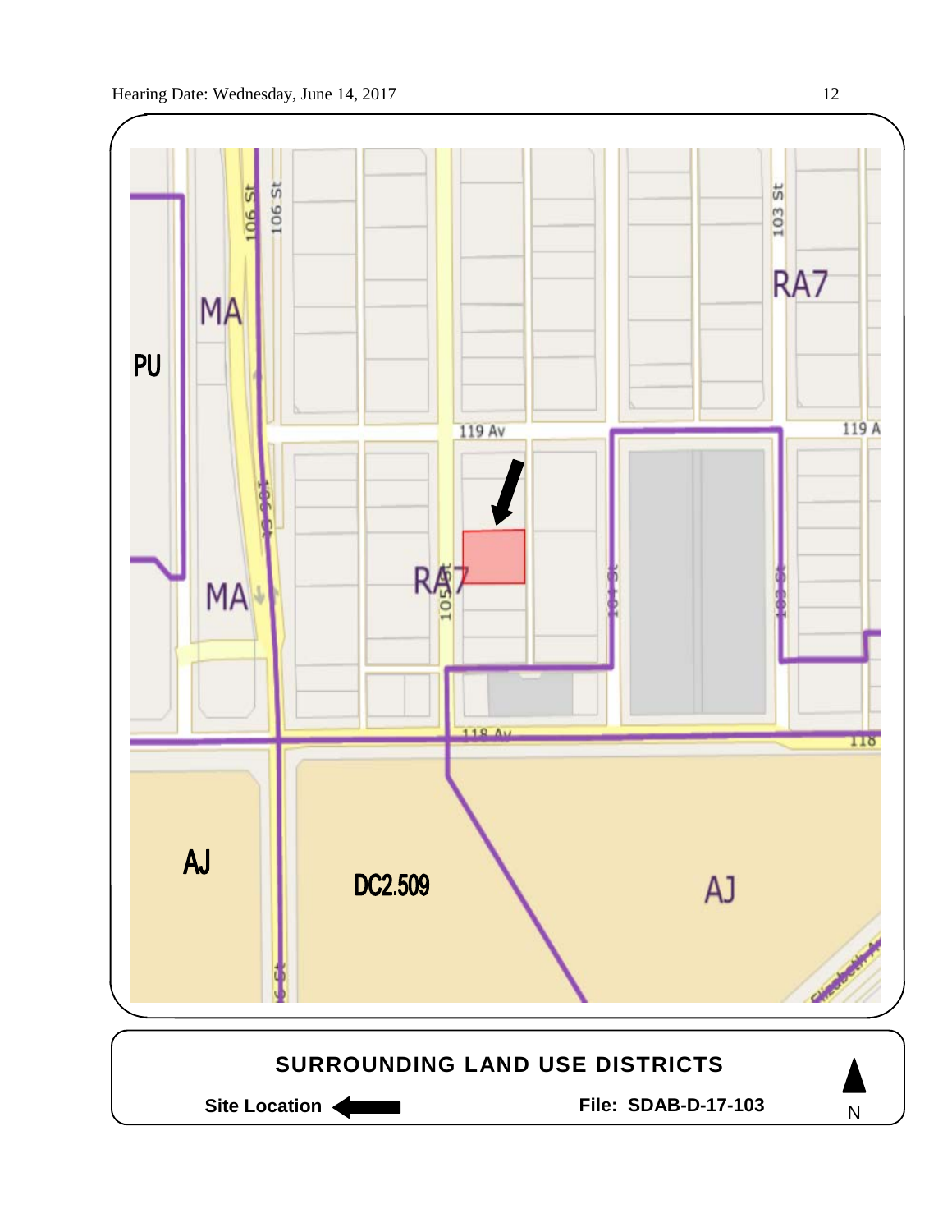PU

MA

MA

RA7

RA7

AJ

DC2.509

AJ

106 St

106 St

103 St

119 Av

119 A

105 St

104 St

103 St

118 Av

118

## SURROUNDING LAND USE DISTRICTS

**Site Location** ⟵

**File: SDAB-D-17-103**

N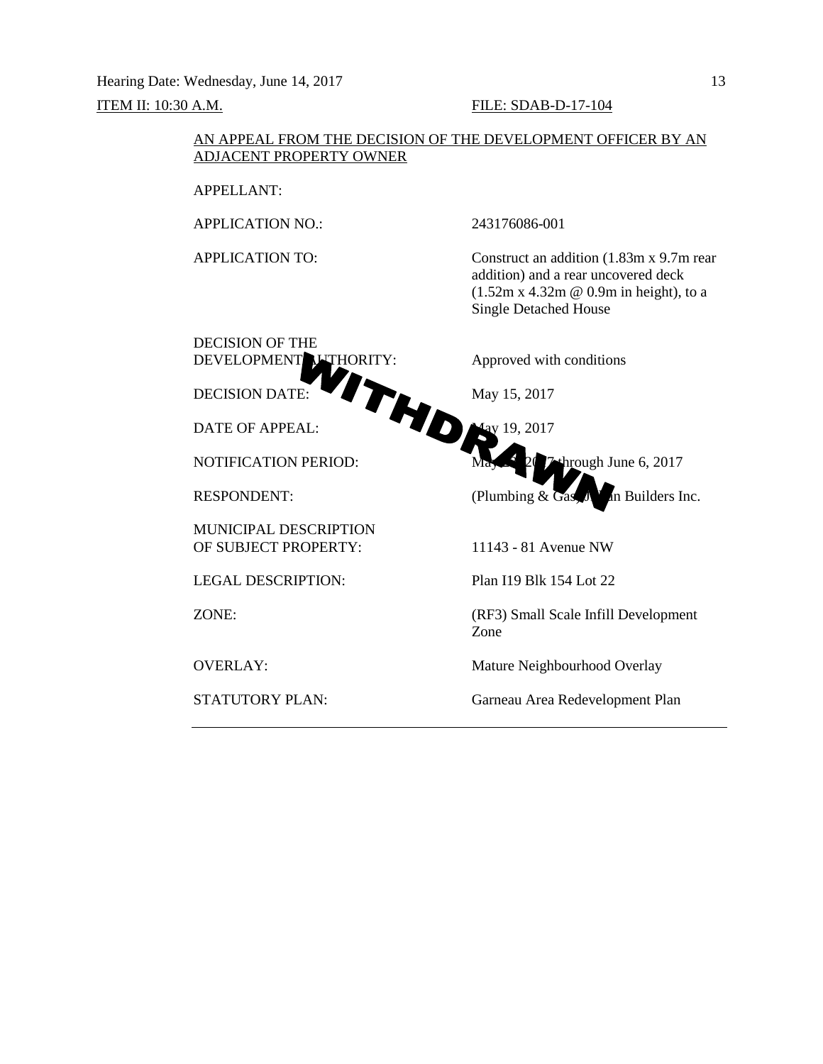Hearing Date: Wednesday, June 14, 2017

ITEM II: 10:30 A.M. FILE: SDAB-D-17-104

AN APPEAL FROM THE DECISION OF THE DEVELOPMENT OFFICER BY AN ADJACENT PROPERTY OWNER

**WITHDRAWN**

| | |
|---|---|
| APPELLANT: | |
| APPLICATION NO.: | 243176086-001 |
| APPLICATION TO: | Construct an addition (1.83m x 9.7m rear addition) and a rear uncovered deck (1.52m x 4.32m @ 0.9m in height), to a Single Detached House |
| DECISION OF THE DEVELOPMENT AUTHORITY: | Approved with conditions |
| DECISION DATE: | May 15, 2017 |
| DATE OF APPEAL: | May 19, 2017 |
| NOTIFICATION PERIOD: | May 2017 through June 6, 2017 |
| RESPONDENT: | (Plumbing & Gas) an Builders Inc. |
| MUNICIPAL DESCRIPTION OF SUBJECT PROPERTY: | 11143 - 81 Avenue NW |
| LEGAL DESCRIPTION: | Plan I19 Blk 154 Lot 22 |
| ZONE: | (RF3) Small Scale Infill Development Zone |
| OVERLAY: | Mature Neighbourhood Overlay |
| STATUTORY PLAN: | Garneau Area Redevelopment Plan |